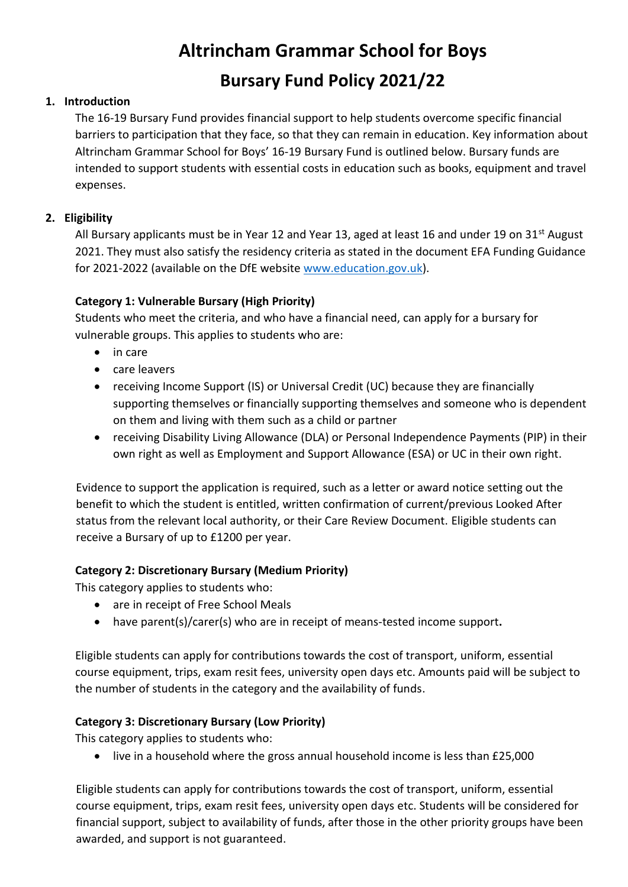# Altrincham Grammar School for Boys

# Bursary Fund Policy 2021/22

## 1. Introduction

The 16-19 Bursary Fund provides financial support to help students overcome specific financial barriers to participation that they face, so that they can remain in education. Key information about Altrincham Grammar School for Boys' 16-19 Bursary Fund is outlined below. Bursary funds are intended to support students with essential costs in education such as books, equipment and travel expenses.

## 2. Eligibility

All Bursary applicants must be in Year 12 and Year 13, aged at least 16 and under 19 on 31st August 2021. They must also satisfy the residency criteria as stated in the document EFA Funding Guidance for 2021-2022 (available on the DfE website www.education.gov.uk).

### Category 1: Vulnerable Bursary (High Priority)

Students who meet the criteria, and who have a financial need, can apply for a bursary for vulnerable groups. This applies to students who are:

- in care
- care leavers
- receiving Income Support (IS) or Universal Credit (UC) because they are financially supporting themselves or financially supporting themselves and someone who is dependent on them and living with them such as a child or partner
- receiving Disability Living Allowance (DLA) or Personal Independence Payments (PIP) in their own right as well as Employment and Support Allowance (ESA) or UC in their own right.

Evidence to support the application is required, such as a letter or award notice setting out the benefit to which the student is entitled, written confirmation of current/previous Looked After status from the relevant local authority, or their Care Review Document. Eligible students can receive a Bursary of up to £1200 per year.

### Category 2: Discretionary Bursary (Medium Priority)

This category applies to students who:

- are in receipt of Free School Meals
- have parent(s)/carer(s) who are in receipt of means-tested income support**.**

Eligible students can apply for contributions towards the cost of transport, uniform, essential course equipment, trips, exam resit fees, university open days etc. Amounts paid will be subject to the number of students in the category and the availability of funds.

### Category 3: Discretionary Bursary (Low Priority)

This category applies to students who:

- live in a household where the gross annual household income is less than £25,000

Eligible students can apply for contributions towards the cost of transport, uniform, essential course equipment, trips, exam resit fees, university open days etc. Students will be considered for financial support, subject to availability of funds, after those in the other priority groups have been awarded, and support is not guaranteed.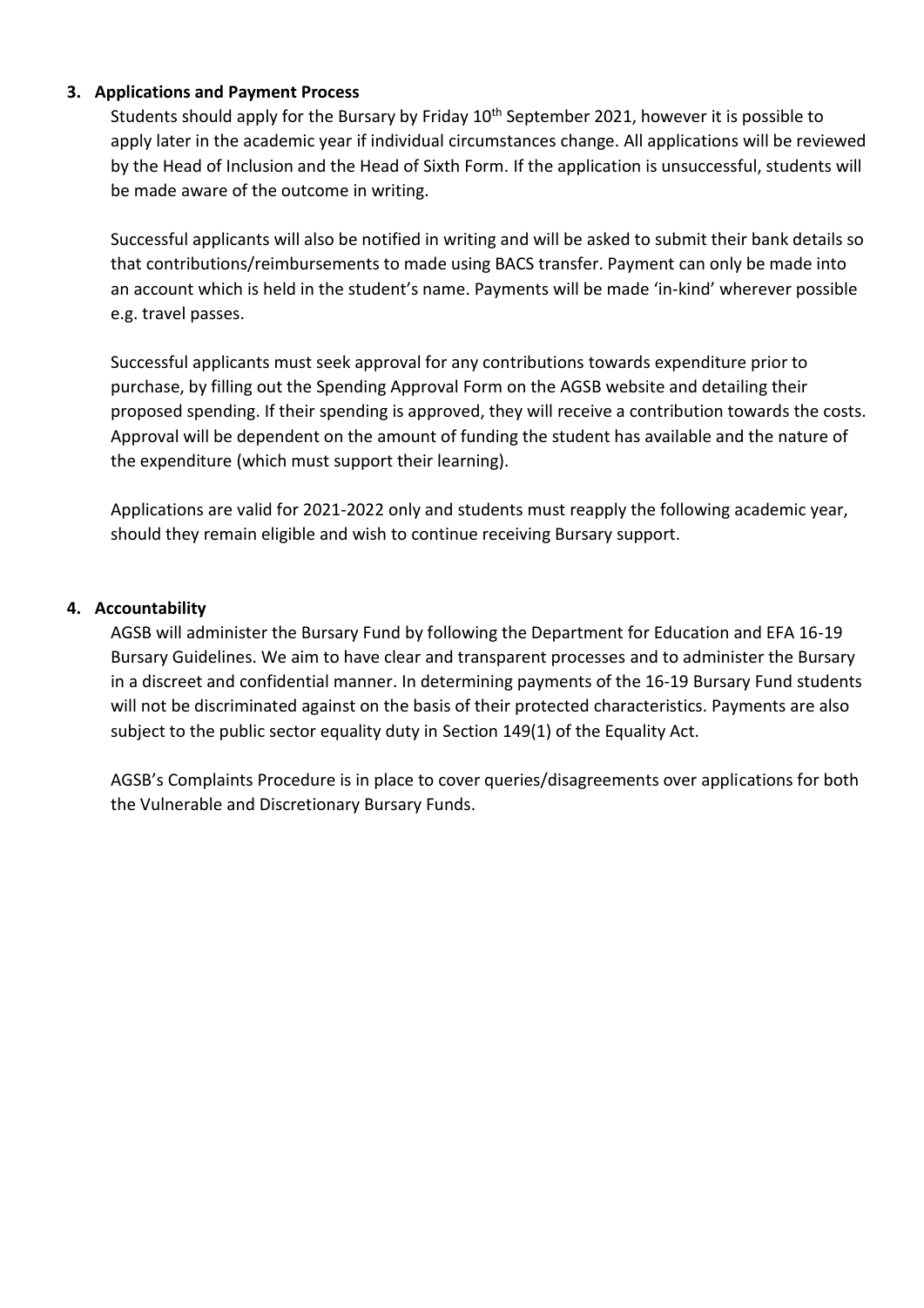## 3. Applications and Payment Process

Students should apply for the Bursary by Friday 10th September 2021, however it is possible to apply later in the academic year if individual circumstances change. All applications will be reviewed by the Head of Inclusion and the Head of Sixth Form. If the application is unsuccessful, students will be made aware of the outcome in writing.

Successful applicants will also be notified in writing and will be asked to submit their bank details so that contributions/reimbursements to made using BACS transfer. Payment can only be made into an account which is held in the student's name. Payments will be made 'in-kind' wherever possible e.g. travel passes.

Successful applicants must seek approval for any contributions towards expenditure prior to purchase, by filling out the Spending Approval Form on the AGSB website and detailing their proposed spending. If their spending is approved, they will receive a contribution towards the costs. Approval will be dependent on the amount of funding the student has available and the nature of the expenditure (which must support their learning).

Applications are valid for 2021-2022 only and students must reapply the following academic year, should they remain eligible and wish to continue receiving Bursary support.

## 4. Accountability

AGSB will administer the Bursary Fund by following the Department for Education and EFA 16-19 Bursary Guidelines. We aim to have clear and transparent processes and to administer the Bursary in a discreet and confidential manner. In determining payments of the 16-19 Bursary Fund students will not be discriminated against on the basis of their protected characteristics. Payments are also subject to the public sector equality duty in Section 149(1) of the Equality Act.

AGSB's Complaints Procedure is in place to cover queries/disagreements over applications for both the Vulnerable and Discretionary Bursary Funds.